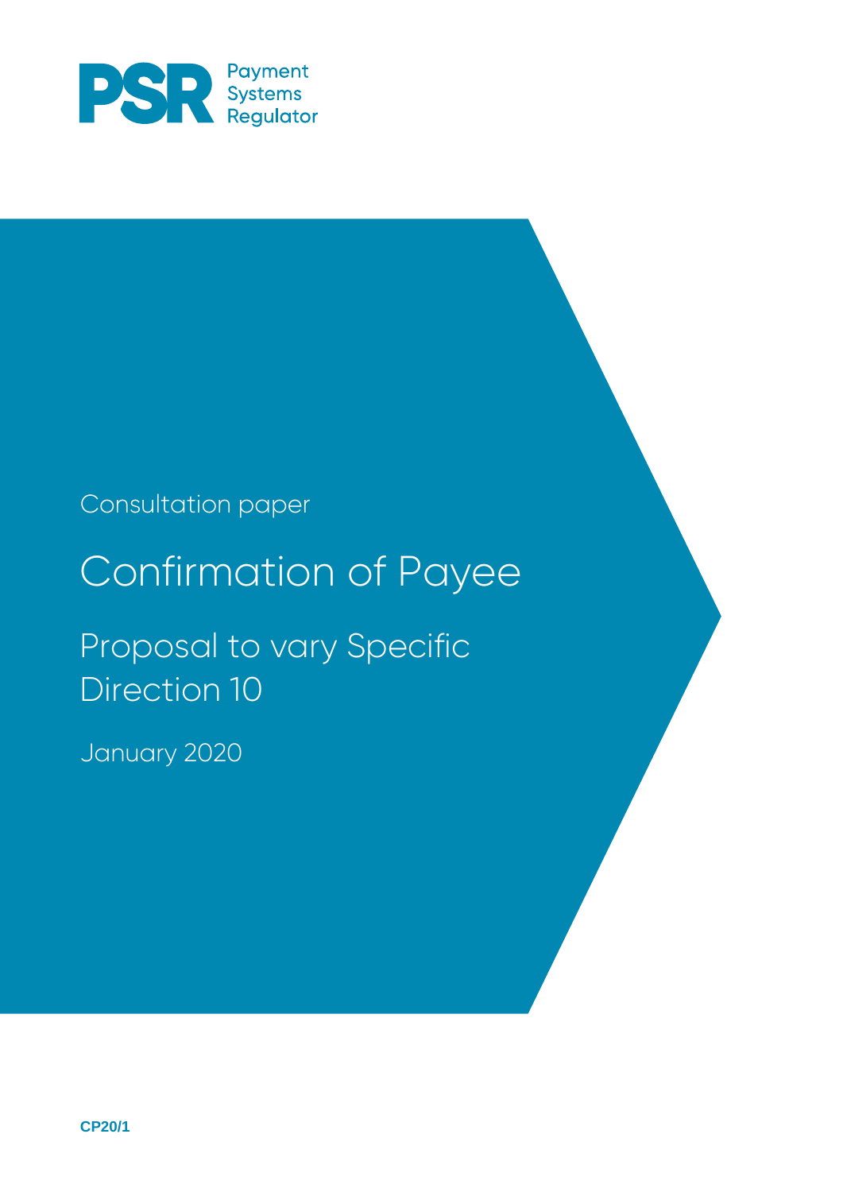PSR Payment Systems Regulator

Consultation paper

# Confirmation of Payee

## Proposal to vary Specific Direction 10

January 2020

CP20/1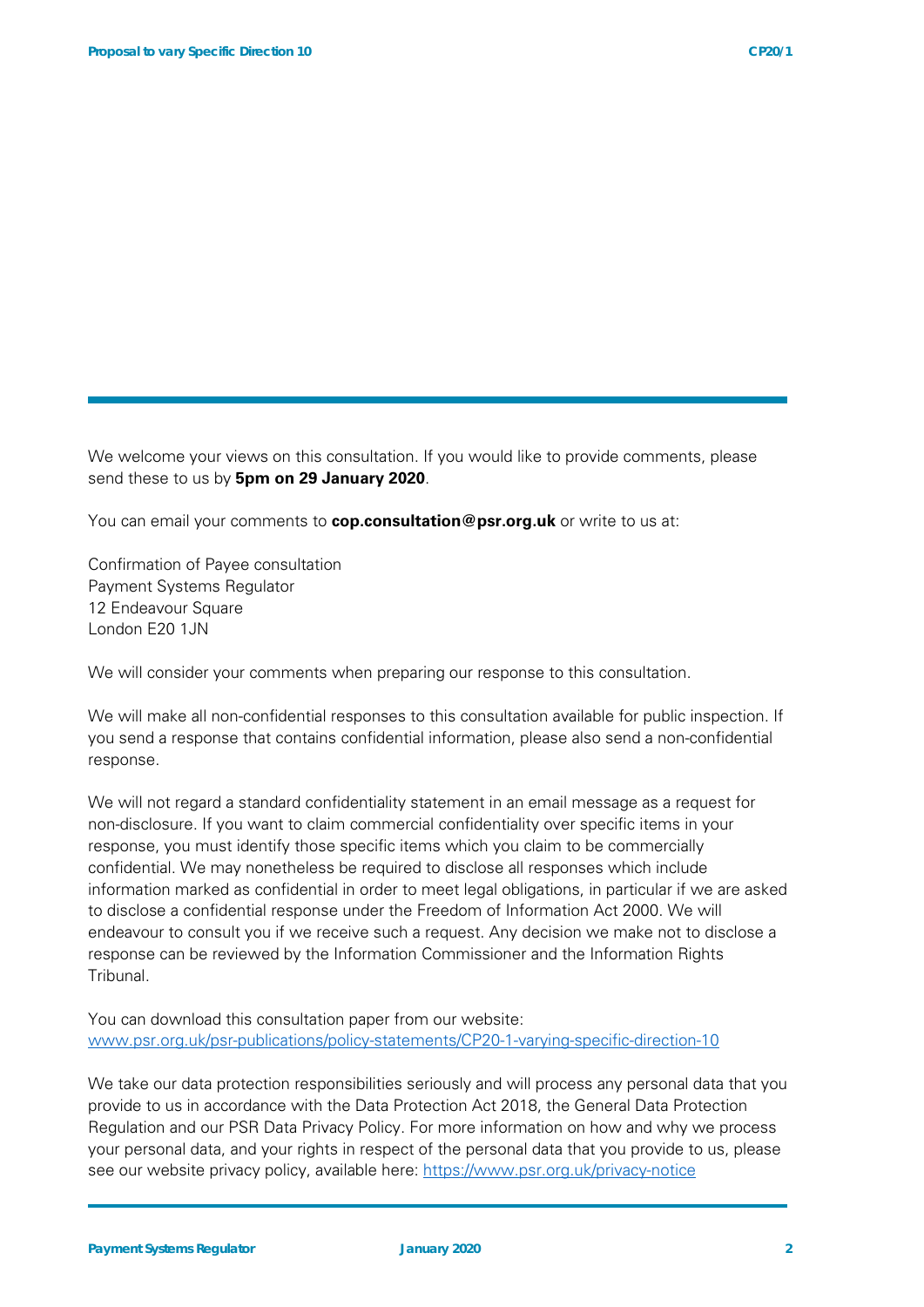We welcome your views on this consultation. If you would like to provide comments, please send these to us by **5pm on 29 January 2020**.

You can email your comments to **cop.consultation@psr.org.uk** or write to us at:

Confirmation of Payee consultation
Payment Systems Regulator
12 Endeavour Square
London E20 1JN

We will consider your comments when preparing our response to this consultation.

We will make all non-confidential responses to this consultation available for public inspection. If you send a response that contains confidential information, please also send a non-confidential response.

We will not regard a standard confidentiality statement in an email message as a request for non-disclosure. If you want to claim commercial confidentiality over specific items in your response, you must identify those specific items which you claim to be commercially confidential. We may nonetheless be required to disclose all responses which include information marked as confidential in order to meet legal obligations, in particular if we are asked to disclose a confidential response under the Freedom of Information Act 2000. We will endeavour to consult you if we receive such a request. Any decision we make not to disclose a response can be reviewed by the Information Commissioner and the Information Rights Tribunal.

You can download this consultation paper from our website:
[www.psr.org.uk/psr-publications/policy-statements/CP20-1-varying-specific-direction-10](www.psr.org.uk/psr-publications/policy-statements/CP20-1-varying-specific-direction-10)

We take our data protection responsibilities seriously and will process any personal data that you provide to us in accordance with the Data Protection Act 2018, the General Data Protection Regulation and our PSR Data Privacy Policy. For more information on how and why we process your personal data, and your rights in respect of the personal data that you provide to us, please see our website privacy policy, available here: [https://www.psr.org.uk/privacy-notice](https://www.psr.org.uk/privacy-notice)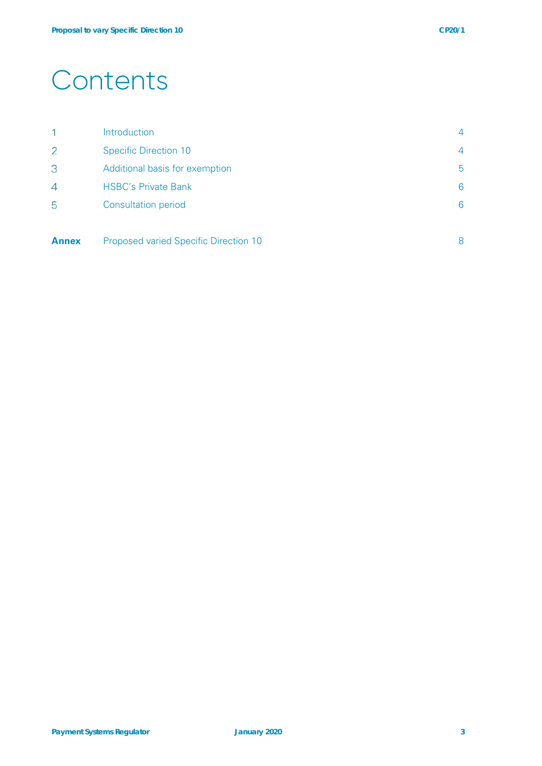# Contents

| | | |
|---|---|---|
| 1 | Introduction | 4 |
| 2 | Specific Direction 10 | 4 |
| 3 | Additional basis for exemption | 5 |
| 4 | HSBC's Private Bank | 6 |
| 5 | Consultation period | 6 |
| **Annex** | Proposed varied Specific Direction 10 | 8 |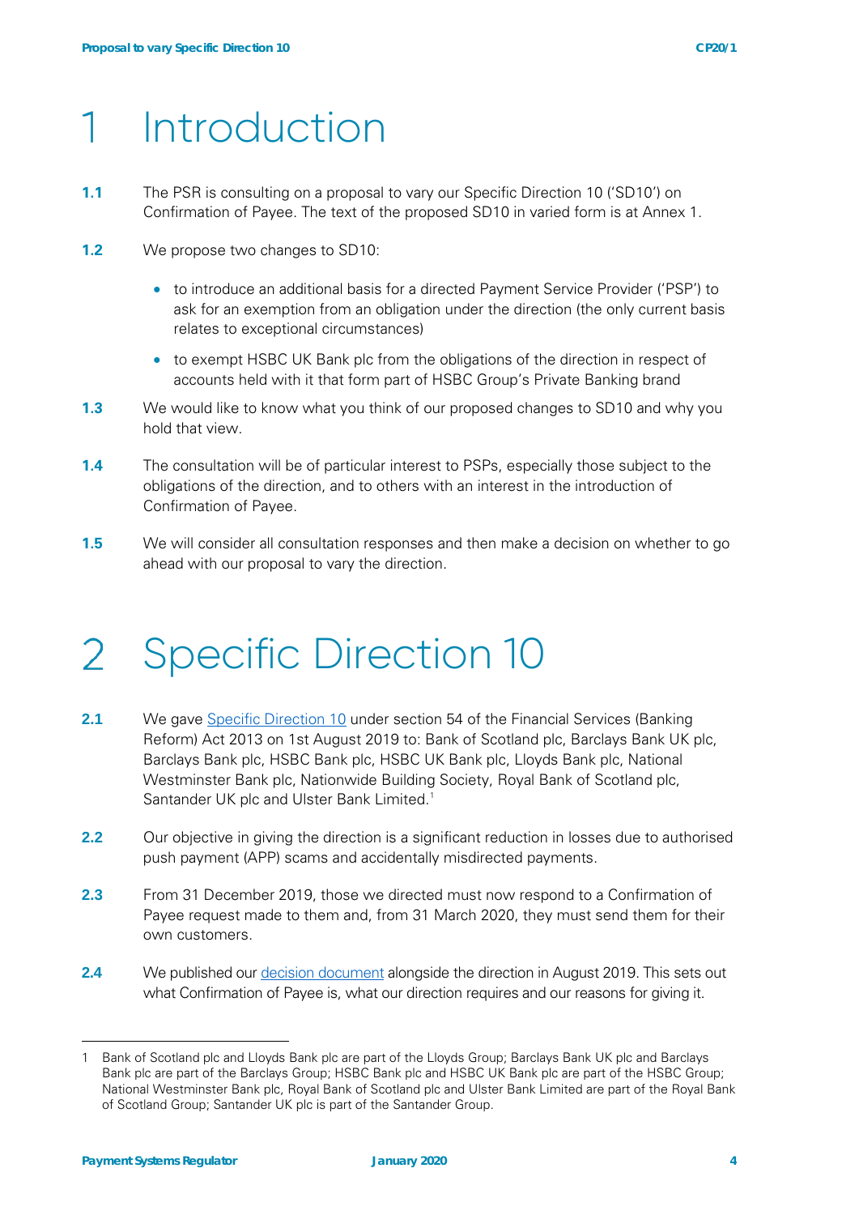# 1 Introduction

**1.1** The PSR is consulting on a proposal to vary our Specific Direction 10 ('SD10') on Confirmation of Payee. The text of the proposed SD10 in varied form is at Annex 1.

**1.2** We propose two changes to SD10:

- to introduce an additional basis for a directed Payment Service Provider ('PSP') to ask for an exemption from an obligation under the direction (the only current basis relates to exceptional circumstances)
- to exempt HSBC UK Bank plc from the obligations of the direction in respect of accounts held with it that form part of HSBC Group's Private Banking brand

**1.3** We would like to know what you think of our proposed changes to SD10 and why you hold that view.

**1.4** The consultation will be of particular interest to PSPs, especially those subject to the obligations of the direction, and to others with an interest in the introduction of Confirmation of Payee.

**1.5** We will consider all consultation responses and then make a decision on whether to go ahead with our proposal to vary the direction.

# 2 Specific Direction 10

**2.1** We gave Specific Direction 10 under section 54 of the Financial Services (Banking Reform) Act 2013 on 1st August 2019 to: Bank of Scotland plc, Barclays Bank UK plc, Barclays Bank plc, HSBC Bank plc, HSBC UK Bank plc, Lloyds Bank plc, National Westminster Bank plc, Nationwide Building Society, Royal Bank of Scotland plc, Santander UK plc and Ulster Bank Limited.[1]

**2.2** Our objective in giving the direction is a significant reduction in losses due to authorised push payment (APP) scams and accidentally misdirected payments.

**2.3** From 31 December 2019, those we directed must now respond to a Confirmation of Payee request made to them and, from 31 March 2020, they must send them for their own customers.

**2.4** We published our decision document alongside the direction in August 2019. This sets out what Confirmation of Payee is, what our direction requires and our reasons for giving it.

---

1 Bank of Scotland plc and Lloyds Bank plc are part of the Lloyds Group; Barclays Bank UK plc and Barclays Bank plc are part of the Barclays Group; HSBC Bank plc and HSBC UK Bank plc are part of the HSBC Group; National Westminster Bank plc, Royal Bank of Scotland plc and Ulster Bank Limited are part of the Royal Bank of Scotland Group; Santander UK plc is part of the Santander Group.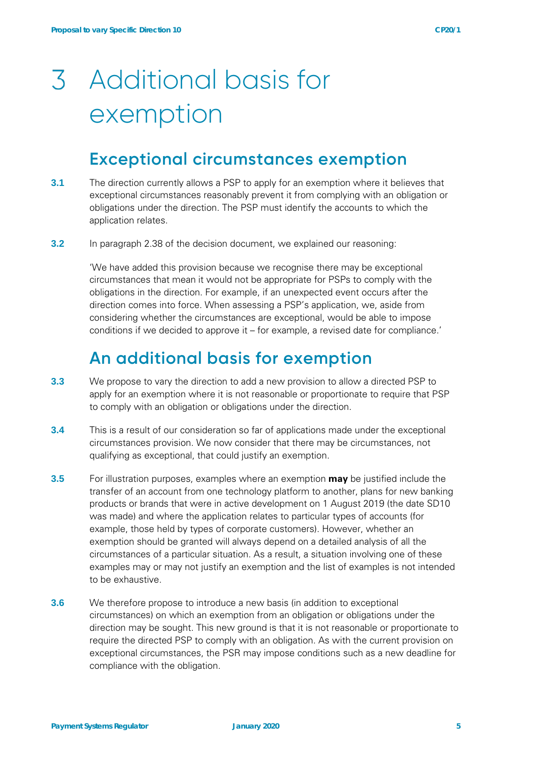# 3 Additional basis for exemption

## Exceptional circumstances exemption

**3.1** The direction currently allows a PSP to apply for an exemption where it believes that exceptional circumstances reasonably prevent it from complying with an obligation or obligations under the direction. The PSP must identify the accounts to which the application relates.

**3.2** In paragraph 2.38 of the decision document, we explained our reasoning:

'We have added this provision because we recognise there may be exceptional circumstances that mean it would not be appropriate for PSPs to comply with the obligations in the direction. For example, if an unexpected event occurs after the direction comes into force. When assessing a PSP's application, we, aside from considering whether the circumstances are exceptional, would be able to impose conditions if we decided to approve it – for example, a revised date for compliance.'

## An additional basis for exemption

**3.3** We propose to vary the direction to add a new provision to allow a directed PSP to apply for an exemption where it is not reasonable or proportionate to require that PSP to comply with an obligation or obligations under the direction.

**3.4** This is a result of our consideration so far of applications made under the exceptional circumstances provision. We now consider that there may be circumstances, not qualifying as exceptional, that could justify an exemption.

**3.5** For illustration purposes, examples where an exemption **may** be justified include the transfer of an account from one technology platform to another, plans for new banking products or brands that were in active development on 1 August 2019 (the date SD10 was made) and where the application relates to particular types of accounts (for example, those held by types of corporate customers). However, whether an exemption should be granted will always depend on a detailed analysis of all the circumstances of a particular situation. As a result, a situation involving one of these examples may or may not justify an exemption and the list of examples is not intended to be exhaustive.

**3.6** We therefore propose to introduce a new basis (in addition to exceptional circumstances) on which an exemption from an obligation or obligations under the direction may be sought. This new ground is that it is not reasonable or proportionate to require the directed PSP to comply with an obligation. As with the current provision on exceptional circumstances, the PSR may impose conditions such as a new deadline for compliance with the obligation.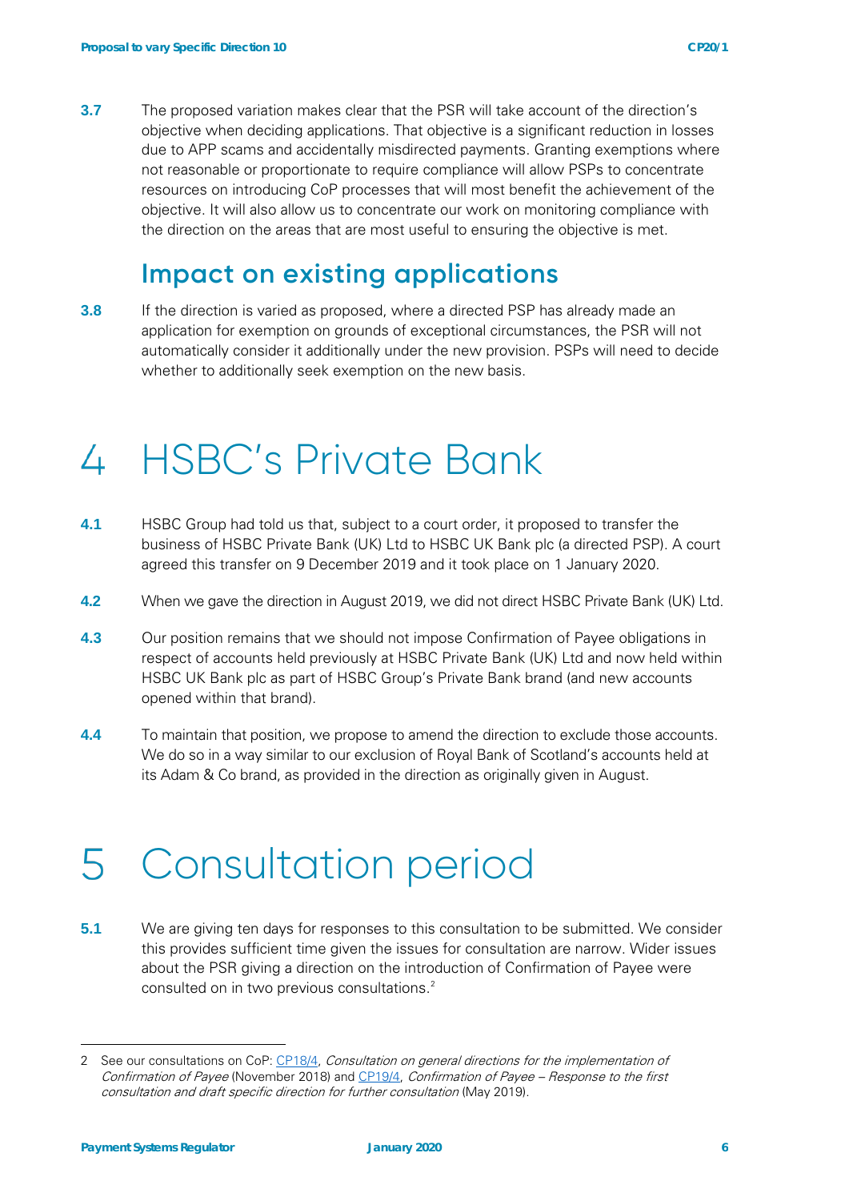**3.7** The proposed variation makes clear that the PSR will take account of the direction's objective when deciding applications. That objective is a significant reduction in losses due to APP scams and accidentally misdirected payments. Granting exemptions where not reasonable or proportionate to require compliance will allow PSPs to concentrate resources on introducing CoP processes that will most benefit the achievement of the objective. It will also allow us to concentrate our work on monitoring compliance with the direction on the areas that are most useful to ensuring the objective is met.

## Impact on existing applications

**3.8** If the direction is varied as proposed, where a directed PSP has already made an application for exemption on grounds of exceptional circumstances, the PSR will not automatically consider it additionally under the new provision. PSPs will need to decide whether to additionally seek exemption on the new basis.

# 4 HSBC's Private Bank

**4.1** HSBC Group had told us that, subject to a court order, it proposed to transfer the business of HSBC Private Bank (UK) Ltd to HSBC UK Bank plc (a directed PSP). A court agreed this transfer on 9 December 2019 and it took place on 1 January 2020.

**4.2** When we gave the direction in August 2019, we did not direct HSBC Private Bank (UK) Ltd.

**4.3** Our position remains that we should not impose Confirmation of Payee obligations in respect of accounts held previously at HSBC Private Bank (UK) Ltd and now held within HSBC UK Bank plc as part of HSBC Group's Private Bank brand (and new accounts opened within that brand).

**4.4** To maintain that position, we propose to amend the direction to exclude those accounts. We do so in a way similar to our exclusion of Royal Bank of Scotland's accounts held at its Adam & Co brand, as provided in the direction as originally given in August.

# 5 Consultation period

**5.1** We are giving ten days for responses to this consultation to be submitted. We consider this provides sufficient time given the issues for consultation are narrow. Wider issues about the PSR giving a direction on the introduction of Confirmation of Payee were consulted on in two previous consultations.[2]

---

2 See our consultations on CoP: CP18/4, *Consultation on general directions for the implementation of Confirmation of Payee* (November 2018) and CP19/4, *Confirmation of Payee – Response to the first consultation and draft specific direction for further consultation* (May 2019).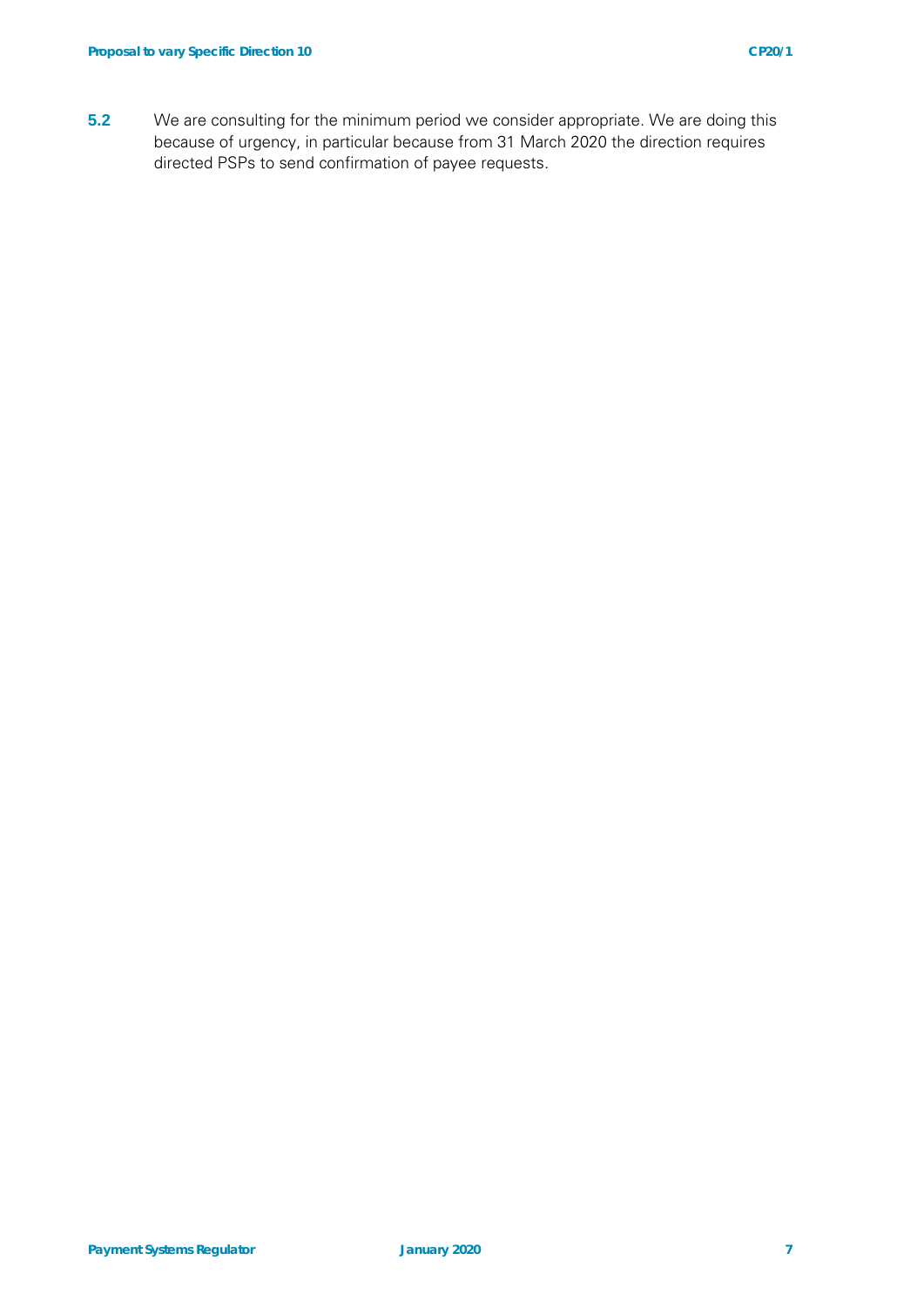**5.2** We are consulting for the minimum period we consider appropriate. We are doing this because of urgency, in particular because from 31 March 2020 the direction requires directed PSPs to send confirmation of payee requests.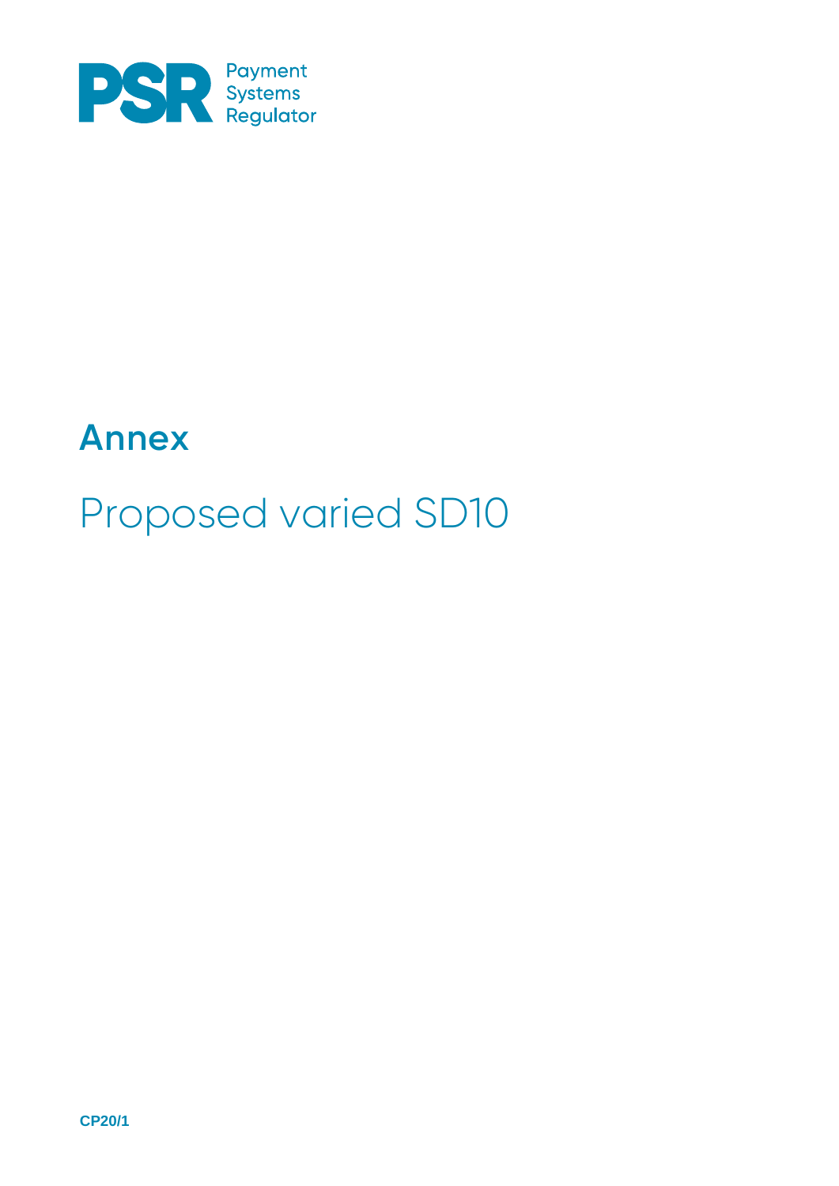# Annex

## Proposed varied SD10

CP20/1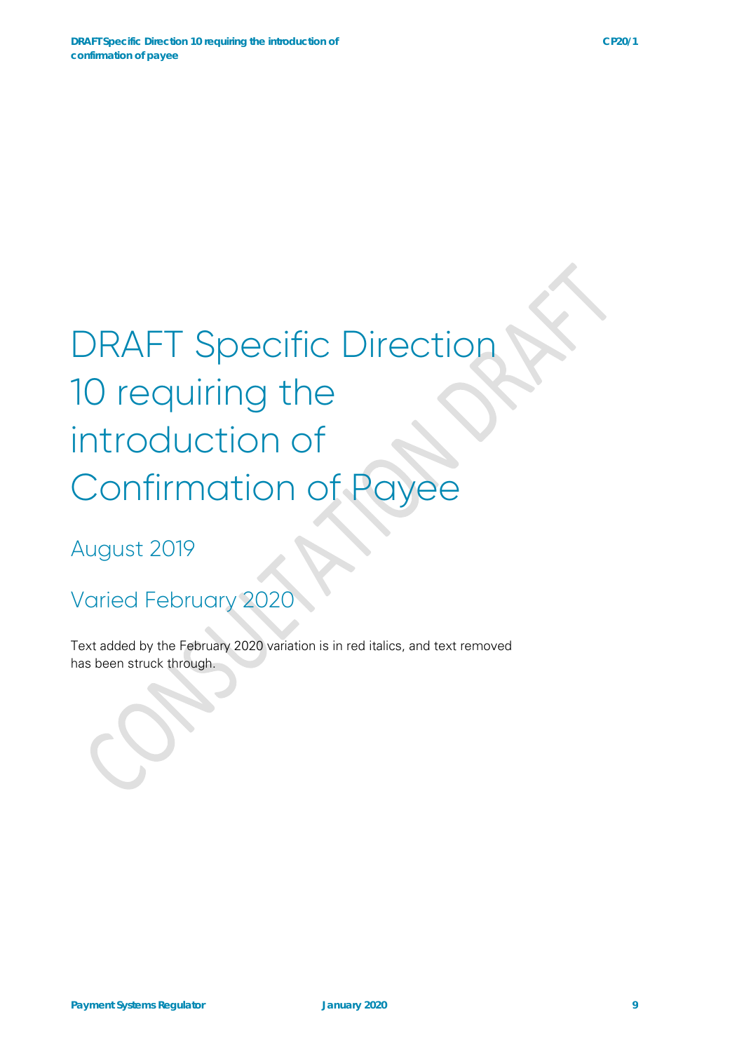# DRAFT Specific Direction 10 requiring the introduction of Confirmation of Payee

## August 2019

## Varied February 2020

Text added by the February 2020 variation is in red italics, and text removed has been struck through.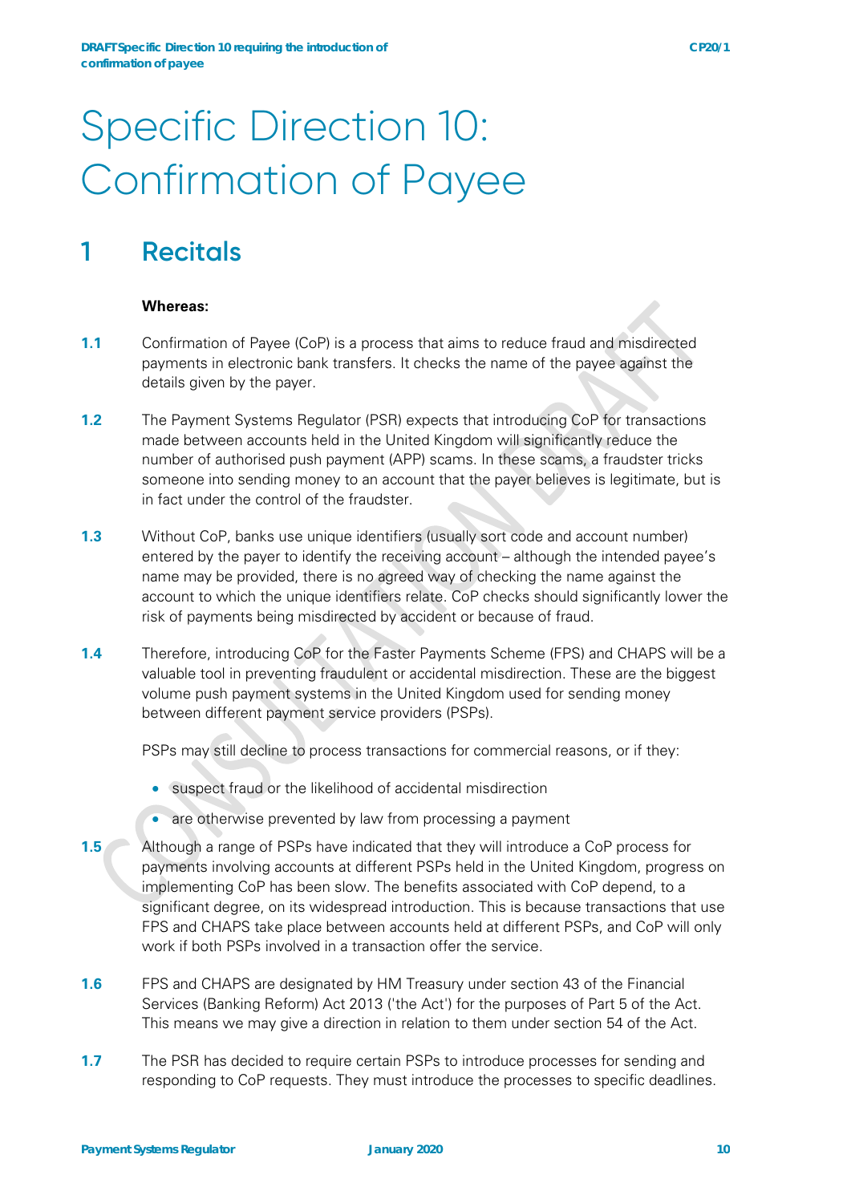# Specific Direction 10: Confirmation of Payee

## 1 Recitals

**Whereas:**

**1.1** Confirmation of Payee (CoP) is a process that aims to reduce fraud and misdirected payments in electronic bank transfers. It checks the name of the payee against the details given by the payer.

**1.2** The Payment Systems Regulator (PSR) expects that introducing CoP for transactions made between accounts held in the United Kingdom will significantly reduce the number of authorised push payment (APP) scams. In these scams, a fraudster tricks someone into sending money to an account that the payer believes is legitimate, but is in fact under the control of the fraudster.

**1.3** Without CoP, banks use unique identifiers (usually sort code and account number) entered by the payer to identify the receiving account – although the intended payee's name may be provided, there is no agreed way of checking the name against the account to which the unique identifiers relate. CoP checks should significantly lower the risk of payments being misdirected by accident or because of fraud.

**1.4** Therefore, introducing CoP for the Faster Payments Scheme (FPS) and CHAPS will be a valuable tool in preventing fraudulent or accidental misdirection. These are the biggest volume push payment systems in the United Kingdom used for sending money between different payment service providers (PSPs).

PSPs may still decline to process transactions for commercial reasons, or if they:

- suspect fraud or the likelihood of accidental misdirection
- are otherwise prevented by law from processing a payment

**1.5** Although a range of PSPs have indicated that they will introduce a CoP process for payments involving accounts at different PSPs held in the United Kingdom, progress on implementing CoP has been slow. The benefits associated with CoP depend, to a significant degree, on its widespread introduction. This is because transactions that use FPS and CHAPS take place between accounts held at different PSPs, and CoP will only work if both PSPs involved in a transaction offer the service.

**1.6** FPS and CHAPS are designated by HM Treasury under section 43 of the Financial Services (Banking Reform) Act 2013 ('the Act') for the purposes of Part 5 of the Act. This means we may give a direction in relation to them under section 54 of the Act.

**1.7** The PSR has decided to require certain PSPs to introduce processes for sending and responding to CoP requests. They must introduce the processes to specific deadlines.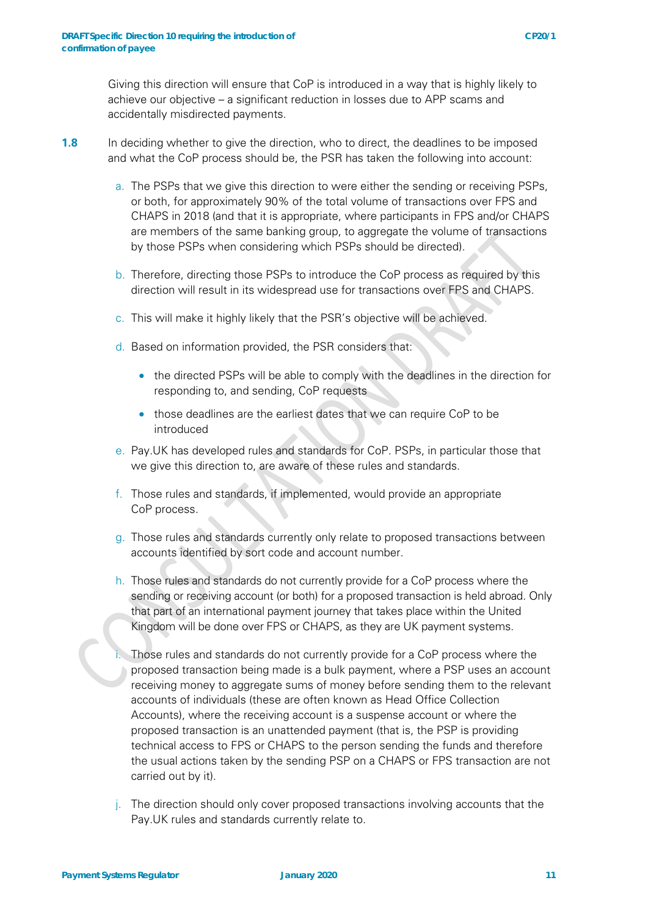Giving this direction will ensure that CoP is introduced in a way that is highly likely to achieve our objective – a significant reduction in losses due to APP scams and accidentally misdirected payments.

**1.8** In deciding whether to give the direction, who to direct, the deadlines to be imposed and what the CoP process should be, the PSR has taken the following into account:

a. The PSPs that we give this direction to were either the sending or receiving PSPs, or both, for approximately 90% of the total volume of transactions over FPS and CHAPS in 2018 (and that it is appropriate, where participants in FPS and/or CHAPS are members of the same banking group, to aggregate the volume of transactions by those PSPs when considering which PSPs should be directed).

b. Therefore, directing those PSPs to introduce the CoP process as required by this direction will result in its widespread use for transactions over FPS and CHAPS.

c. This will make it highly likely that the PSR's objective will be achieved.

d. Based on information provided, the PSR considers that:

- the directed PSPs will be able to comply with the deadlines in the direction for responding to, and sending, CoP requests
- those deadlines are the earliest dates that we can require CoP to be introduced

e. Pay.UK has developed rules and standards for CoP. PSPs, in particular those that we give this direction to, are aware of these rules and standards.

f. Those rules and standards, if implemented, would provide an appropriate CoP process.

g. Those rules and standards currently only relate to proposed transactions between accounts identified by sort code and account number.

h. Those rules and standards do not currently provide for a CoP process where the sending or receiving account (or both) for a proposed transaction is held abroad. Only that part of an international payment journey that takes place within the United Kingdom will be done over FPS or CHAPS, as they are UK payment systems.

i. Those rules and standards do not currently provide for a CoP process where the proposed transaction being made is a bulk payment, where a PSP uses an account receiving money to aggregate sums of money before sending them to the relevant accounts of individuals (these are often known as Head Office Collection Accounts), where the receiving account is a suspense account or where the proposed transaction is an unattended payment (that is, the PSP is providing technical access to FPS or CHAPS to the person sending the funds and therefore the usual actions taken by the sending PSP on a CHAPS or FPS transaction are not carried out by it).

j. The direction should only cover proposed transactions involving accounts that the Pay.UK rules and standards currently relate to.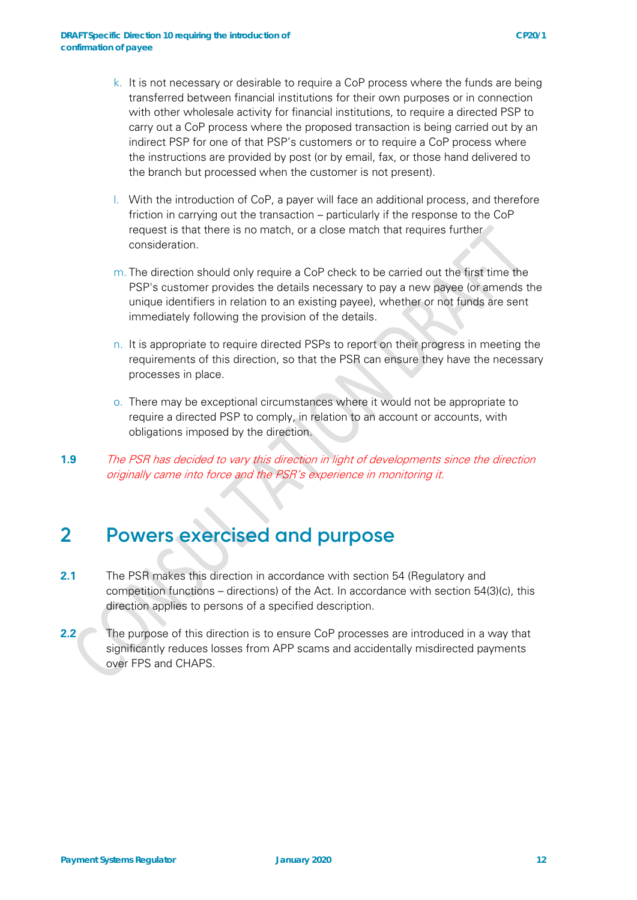k. It is not necessary or desirable to require a CoP process where the funds are being transferred between financial institutions for their own purposes or in connection with other wholesale activity for financial institutions, to require a directed PSP to carry out a CoP process where the proposed transaction is being carried out by an indirect PSP for one of that PSP's customers or to require a CoP process where the instructions are provided by post (or by email, fax, or those hand delivered to the branch but processed when the customer is not present).

l. With the introduction of CoP, a payer will face an additional process, and therefore friction in carrying out the transaction – particularly if the response to the CoP request is that there is no match, or a close match that requires further consideration.

m. The direction should only require a CoP check to be carried out the first time the PSP's customer provides the details necessary to pay a new payee (or amends the unique identifiers in relation to an existing payee), whether or not funds are sent immediately following the provision of the details.

n. It is appropriate to require directed PSPs to report on their progress in meeting the requirements of this direction, so that the PSR can ensure they have the necessary processes in place.

o. There may be exceptional circumstances where it would not be appropriate to require a directed PSP to comply, in relation to an account or accounts, with obligations imposed by the direction.

**1.9** *The PSR has decided to vary this direction in light of developments since the direction originally came into force and the PSR's experience in monitoring it.*

## 2 Powers exercised and purpose

**2.1** The PSR makes this direction in accordance with section 54 (Regulatory and competition functions – directions) of the Act. In accordance with section 54(3)(c), this direction applies to persons of a specified description.

**2.2** The purpose of this direction is to ensure CoP processes are introduced in a way that significantly reduces losses from APP scams and accidentally misdirected payments over FPS and CHAPS.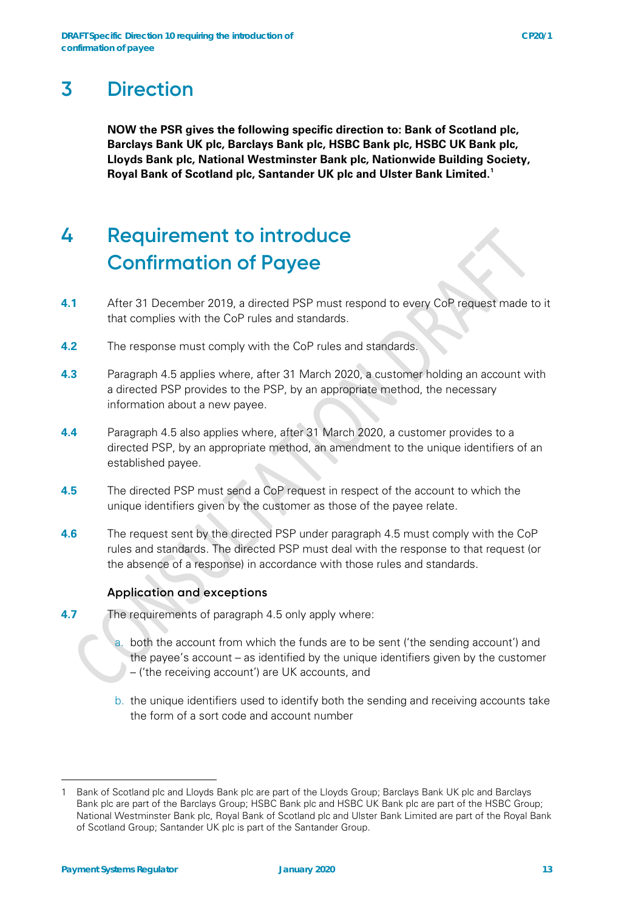# 3 Direction

**NOW the PSR gives the following specific direction to: Bank of Scotland plc, Barclays Bank UK plc, Barclays Bank plc, HSBC Bank plc, HSBC UK Bank plc, Lloyds Bank plc, National Westminster Bank plc, Nationwide Building Society, Royal Bank of Scotland plc, Santander UK plc and Ulster Bank Limited.**[1]

# 4 Requirement to introduce Confirmation of Payee

**4.1** After 31 December 2019, a directed PSP must respond to every CoP request made to it that complies with the CoP rules and standards.

**4.2** The response must comply with the CoP rules and standards.

**4.3** Paragraph 4.5 applies where, after 31 March 2020, a customer holding an account with a directed PSP provides to the PSP, by an appropriate method, the necessary information about a new payee.

**4.4** Paragraph 4.5 also applies where, after 31 March 2020, a customer provides to a directed PSP, by an appropriate method, an amendment to the unique identifiers of an established payee.

**4.5** The directed PSP must send a CoP request in respect of the account to which the unique identifiers given by the customer as those of the payee relate.

**4.6** The request sent by the directed PSP under paragraph 4.5 must comply with the CoP rules and standards. The directed PSP must deal with the response to that request (or the absence of a response) in accordance with those rules and standards.

### Application and exceptions

**4.7** The requirements of paragraph 4.5 only apply where:

a. both the account from which the funds are to be sent ('the sending account') and the payee's account – as identified by the unique identifiers given by the customer – ('the receiving account') are UK accounts, and

b. the unique identifiers used to identify both the sending and receiving accounts take the form of a sort code and account number

---

1 Bank of Scotland plc and Lloyds Bank plc are part of the Lloyds Group; Barclays Bank UK plc and Barclays Bank plc are part of the Barclays Group; HSBC Bank plc and HSBC UK Bank plc are part of the HSBC Group; National Westminster Bank plc, Royal Bank of Scotland plc and Ulster Bank Limited are part of the Royal Bank of Scotland Group; Santander UK plc is part of the Santander Group.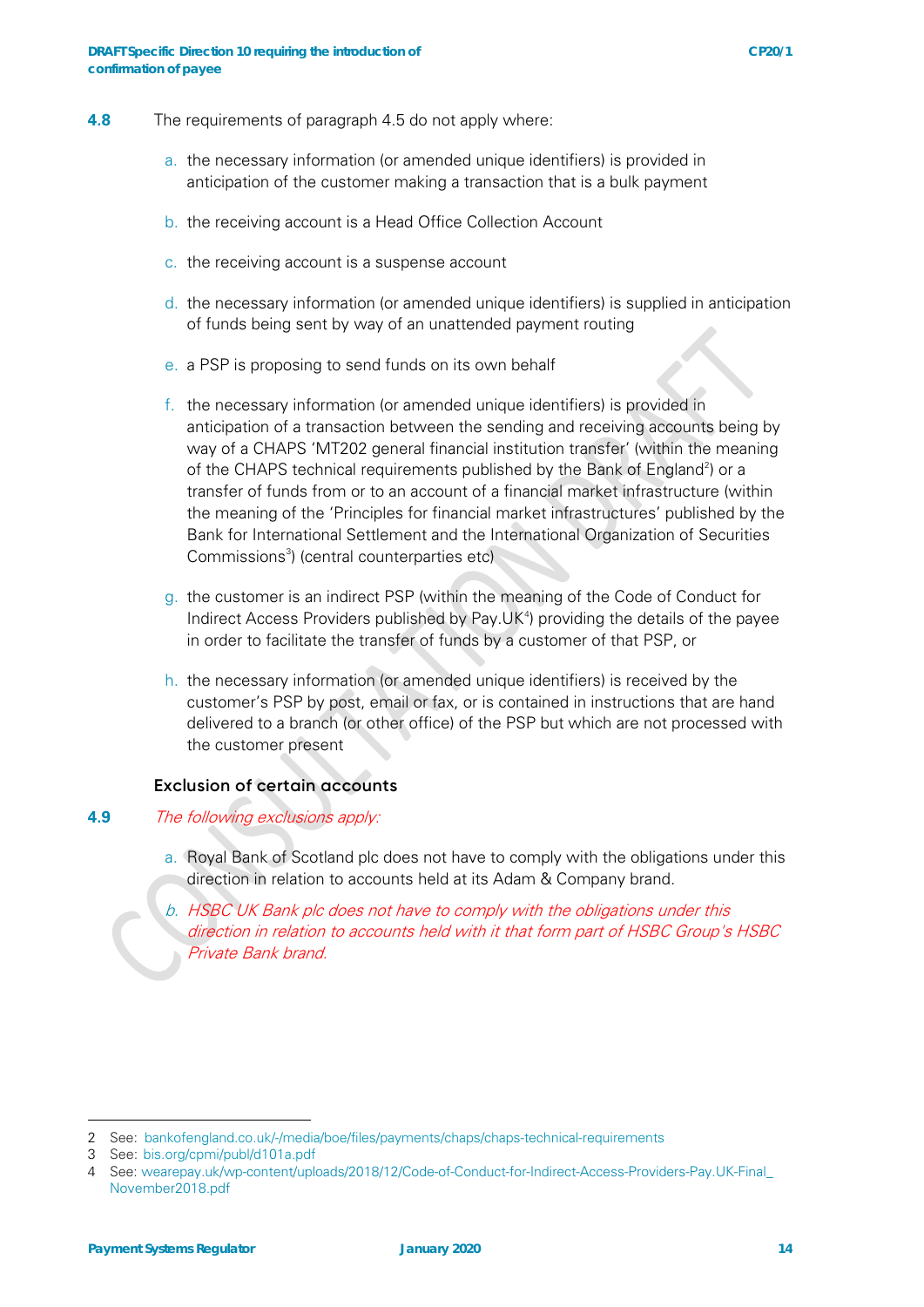**4.8** The requirements of paragraph 4.5 do not apply where:

a. the necessary information (or amended unique identifiers) is provided in anticipation of the customer making a transaction that is a bulk payment

b. the receiving account is a Head Office Collection Account

c. the receiving account is a suspense account

d. the necessary information (or amended unique identifiers) is supplied in anticipation of funds being sent by way of an unattended payment routing

e. a PSP is proposing to send funds on its own behalf

f. the necessary information (or amended unique identifiers) is provided in anticipation of a transaction between the sending and receiving accounts being by way of a CHAPS 'MT202 general financial institution transfer' (within the meaning of the CHAPS technical requirements published by the Bank of England[2]) or a transfer of funds from or to an account of a financial market infrastructure (within the meaning of the 'Principles for financial market infrastructures' published by the Bank for International Settlement and the International Organization of Securities Commissions[3]) (central counterparties etc)

g. the customer is an indirect PSP (within the meaning of the Code of Conduct for Indirect Access Providers published by Pay.UK[4]) providing the details of the payee in order to facilitate the transfer of funds by a customer of that PSP, or

h. the necessary information (or amended unique identifiers) is received by the customer's PSP by post, email or fax, or is contained in instructions that are hand delivered to a branch (or other office) of the PSP but which are not processed with the customer present

### Exclusion of certain accounts

**4.9** *The following exclusions apply:*

a. Royal Bank of Scotland plc does not have to comply with the obligations under this direction in relation to accounts held at its Adam & Company brand.

b. *HSBC UK Bank plc does not have to comply with the obligations under this direction in relation to accounts held with it that form part of HSBC Group's HSBC Private Bank brand.*

---

2 See: bankofengland.co.uk/-/media/boe/files/payments/chaps/chaps-technical-requirements

3 See: bis.org/cpmi/publ/d101a.pdf

4 See: wearepay.uk/wp-content/uploads/2018/12/Code-of-Conduct-for-Indirect-Access-Providers-Pay.UK-Final_November2018.pdf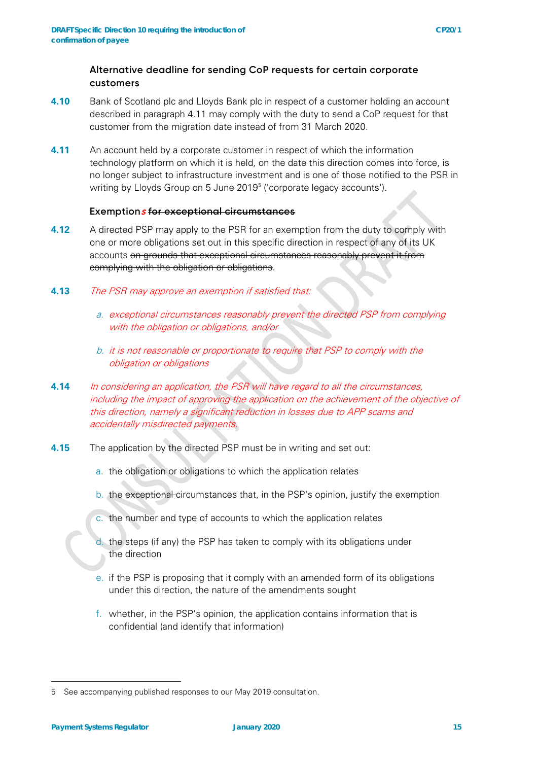### Alternative deadline for sending CoP requests for certain corporate customers

**4.10** Bank of Scotland plc and Lloyds Bank plc in respect of a customer holding an account described in paragraph 4.11 may comply with the duty to send a CoP request for that customer from the migration date instead of from 31 March 2020.

**4.11** An account held by a corporate customer in respect of which the information technology platform on which it is held, on the date this direction comes into force, is no longer subject to infrastructure investment and is one of those notified to the PSR in writing by Lloyds Group on 5 June 2019[5] ('corporate legacy accounts').

### Exemption*s* ~~for exceptional circumstances~~

**4.12** A directed PSP may apply to the PSR for an exemption from the duty to comply with one or more obligations set out in this specific direction in respect of any of its UK accounts ~~on grounds that exceptional circumstances reasonably prevent it from complying with the obligation or obligations~~.

**4.13** *The PSR may approve an exemption if satisfied that:*

- a. *exceptional circumstances reasonably prevent the directed PSP from complying with the obligation or obligations, and/or*
- b. *it is not reasonable or proportionate to require that PSP to comply with the obligation or obligations*

**4.14** *In considering an application, the PSR will have regard to all the circumstances, including the impact of approving the application on the achievement of the objective of this direction, namely a significant reduction in losses due to APP scams and accidentally misdirected payments.*

**4.15** The application by the directed PSP must be in writing and set out:

- a. the obligation or obligations to which the application relates
- b. the ~~exceptional~~ circumstances that, in the PSP's opinion, justify the exemption
- c. the number and type of accounts to which the application relates
- d. the steps (if any) the PSP has taken to comply with its obligations under the direction
- e. if the PSP is proposing that it comply with an amended form of its obligations under this direction, the nature of the amendments sought
- f. whether, in the PSP's opinion, the application contains information that is confidential (and identify that information)

5 See accompanying published responses to our May 2019 consultation.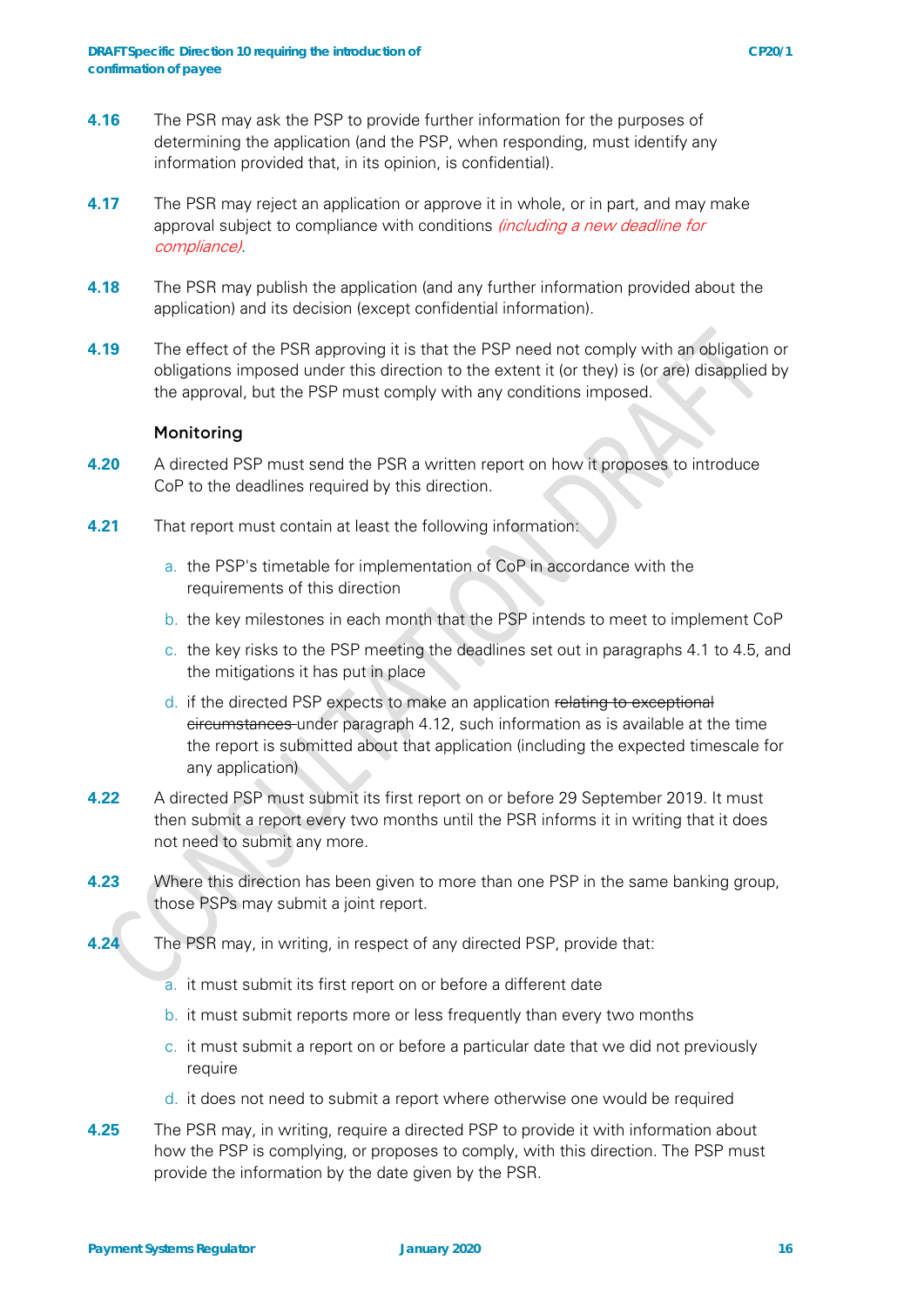**4.16** The PSR may ask the PSP to provide further information for the purposes of determining the application (and the PSP, when responding, must identify any information provided that, in its opinion, is confidential).

**4.17** The PSR may reject an application or approve it in whole, or in part, and may make approval subject to compliance with conditions *(including a new deadline for compliance)*.

**4.18** The PSR may publish the application (and any further information provided about the application) and its decision (except confidential information).

**4.19** The effect of the PSR approving it is that the PSP need not comply with an obligation or obligations imposed under this direction to the extent it (or they) is (or are) disapplied by the approval, but the PSP must comply with any conditions imposed.

### Monitoring

**4.20** A directed PSP must send the PSR a written report on how it proposes to introduce CoP to the deadlines required by this direction.

**4.21** That report must contain at least the following information:

a. the PSP's timetable for implementation of CoP in accordance with the requirements of this direction

b. the key milestones in each month that the PSP intends to meet to implement CoP

c. the key risks to the PSP meeting the deadlines set out in paragraphs 4.1 to 4.5, and the mitigations it has put in place

d. if the directed PSP expects to make an application ~~relating to exceptional circumstances~~ under paragraph 4.12, such information as is available at the time the report is submitted about that application (including the expected timescale for any application)

**4.22** A directed PSP must submit its first report on or before 29 September 2019. It must then submit a report every two months until the PSR informs it in writing that it does not need to submit any more.

**4.23** Where this direction has been given to more than one PSP in the same banking group, those PSPs may submit a joint report.

**4.24** The PSR may, in writing, in respect of any directed PSP, provide that:

a. it must submit its first report on or before a different date

b. it must submit reports more or less frequently than every two months

c. it must submit a report on or before a particular date that we did not previously require

d. it does not need to submit a report where otherwise one would be required

**4.25** The PSR may, in writing, require a directed PSP to provide it with information about how the PSP is complying, or proposes to comply, with this direction. The PSP must provide the information by the date given by the PSR.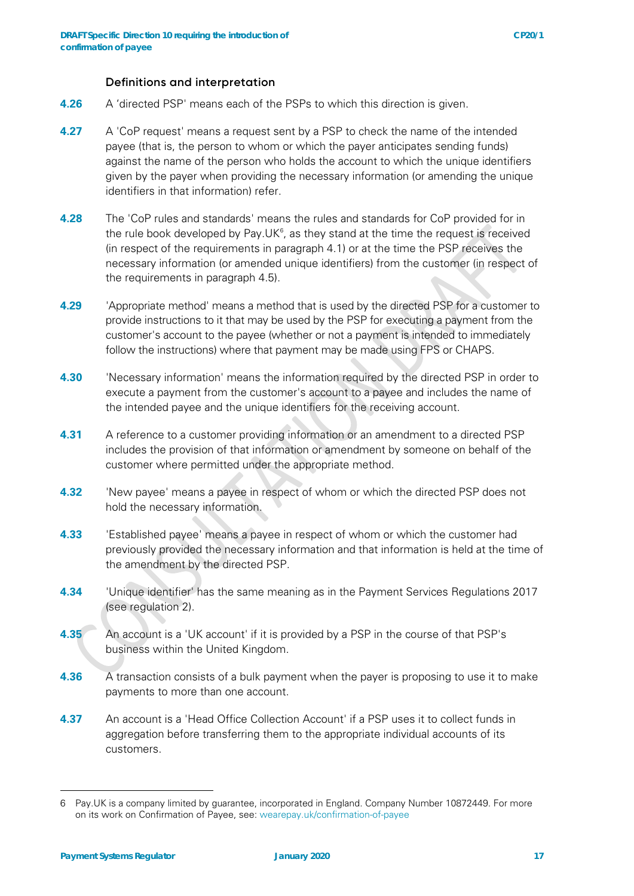### Definitions and interpretation

**4.26** A 'directed PSP' means each of the PSPs to which this direction is given.

**4.27** A 'CoP request' means a request sent by a PSP to check the name of the intended payee (that is, the person to whom or which the payer anticipates sending funds) against the name of the person who holds the account to which the unique identifiers given by the payer when providing the necessary information (or amending the unique identifiers in that information) refer.

**4.28** The 'CoP rules and standards' means the rules and standards for CoP provided for in the rule book developed by Pay.UK[6], as they stand at the time the request is received (in respect of the requirements in paragraph 4.1) or at the time the PSP receives the necessary information (or amended unique identifiers) from the customer (in respect of the requirements in paragraph 4.5).

**4.29** 'Appropriate method' means a method that is used by the directed PSP for a customer to provide instructions to it that may be used by the PSP for executing a payment from the customer's account to the payee (whether or not a payment is intended to immediately follow the instructions) where that payment may be made using FPS or CHAPS.

**4.30** 'Necessary information' means the information required by the directed PSP in order to execute a payment from the customer's account to a payee and includes the name of the intended payee and the unique identifiers for the receiving account.

**4.31** A reference to a customer providing information or an amendment to a directed PSP includes the provision of that information or amendment by someone on behalf of the customer where permitted under the appropriate method.

**4.32** 'New payee' means a payee in respect of whom or which the directed PSP does not hold the necessary information.

**4.33** 'Established payee' means a payee in respect of whom or which the customer had previously provided the necessary information and that information is held at the time of the amendment by the directed PSP.

**4.34** 'Unique identifier' has the same meaning as in the Payment Services Regulations 2017 (see regulation 2).

**4.35** An account is a 'UK account' if it is provided by a PSP in the course of that PSP's business within the United Kingdom.

**4.36** A transaction consists of a bulk payment when the payer is proposing to use it to make payments to more than one account.

**4.37** An account is a 'Head Office Collection Account' if a PSP uses it to collect funds in aggregation before transferring them to the appropriate individual accounts of its customers.

---

6 Pay.UK is a company limited by guarantee, incorporated in England. Company Number 10872449. For more on its work on Confirmation of Payee, see: wearepay.uk/confirmation-of-payee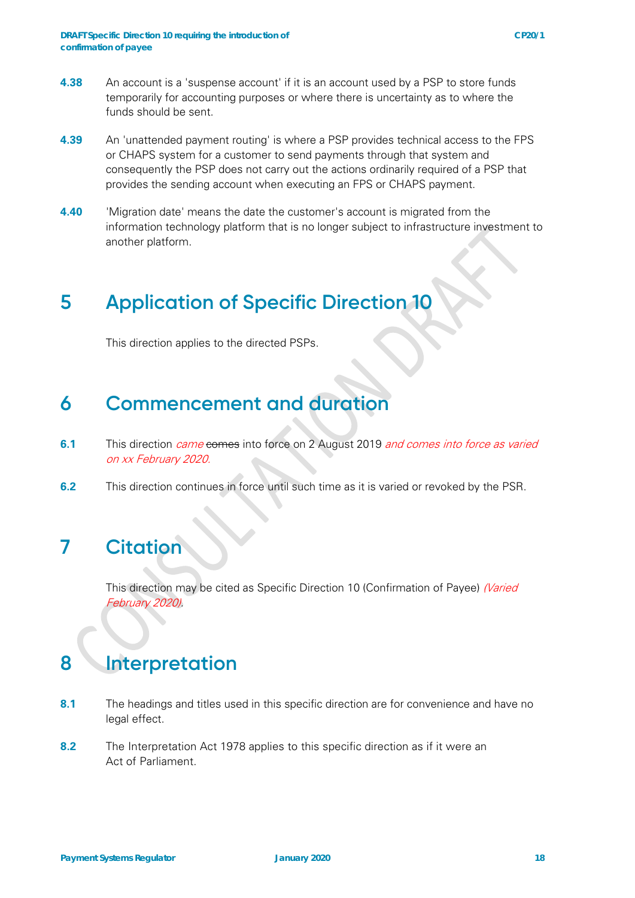**4.38** An account is a 'suspense account' if it is an account used by a PSP to store funds temporarily for accounting purposes or where there is uncertainty as to where the funds should be sent.

**4.39** An 'unattended payment routing' is where a PSP provides technical access to the FPS or CHAPS system for a customer to send payments through that system and consequently the PSP does not carry out the actions ordinarily required of a PSP that provides the sending account when executing an FPS or CHAPS payment.

**4.40** 'Migration date' means the date the customer's account is migrated from the information technology platform that is no longer subject to infrastructure investment to another platform.

# 5 Application of Specific Direction 10

This direction applies to the directed PSPs.

# 6 Commencement and duration

**6.1** This direction *came* ~~comes~~ into force on 2 August 2019 *and comes into force as varied on xx February 2020.*

**6.2** This direction continues in force until such time as it is varied or revoked by the PSR.

# 7 Citation

This direction may be cited as Specific Direction 10 (Confirmation of Payee) *(Varied February 2020)*.

# 8 Interpretation

**8.1** The headings and titles used in this specific direction are for convenience and have no legal effect.

**8.2** The Interpretation Act 1978 applies to this specific direction as if it were an Act of Parliament.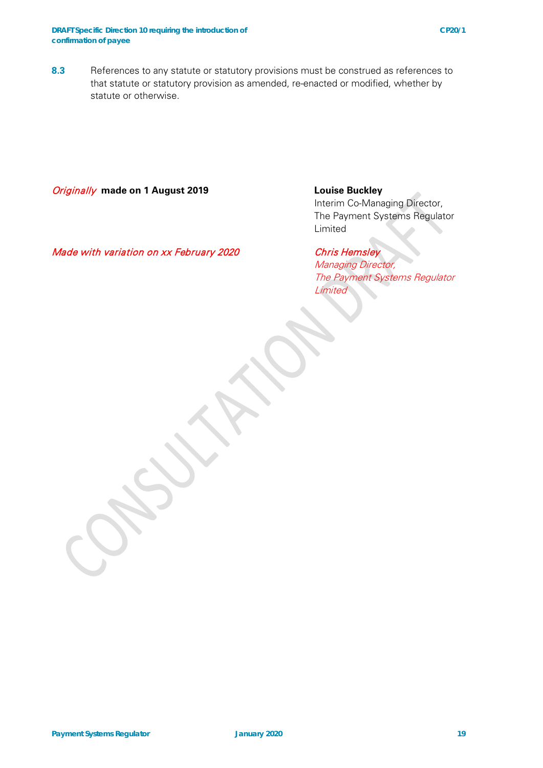**8.3** References to any statute or statutory provisions must be construed as references to that statute or statutory provision as amended, re-enacted or modified, whether by statute or otherwise.

*Originally* **made on 1 August 2019**

**Louise Buckley**
Interim Co-Managing Director,
The Payment Systems Regulator Limited

*Made with variation on xx February 2020*

*Chris Hemsley*
*Managing Director,*
*The Payment Systems Regulator Limited*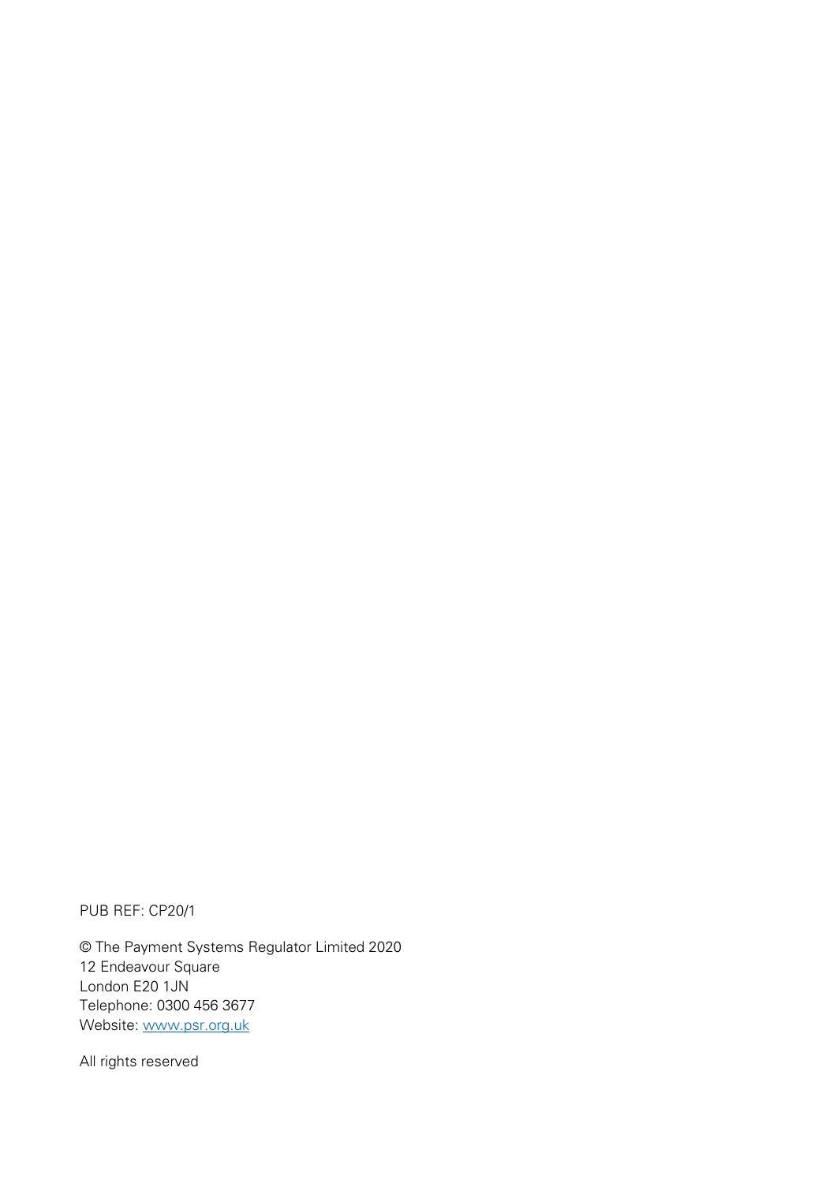PUB REF: CP20/1

© The Payment Systems Regulator Limited 2020
12 Endeavour Square
London E20 1JN
Telephone: 0300 456 3677
Website: [www.psr.org.uk](http://www.psr.org.uk)

All rights reserved